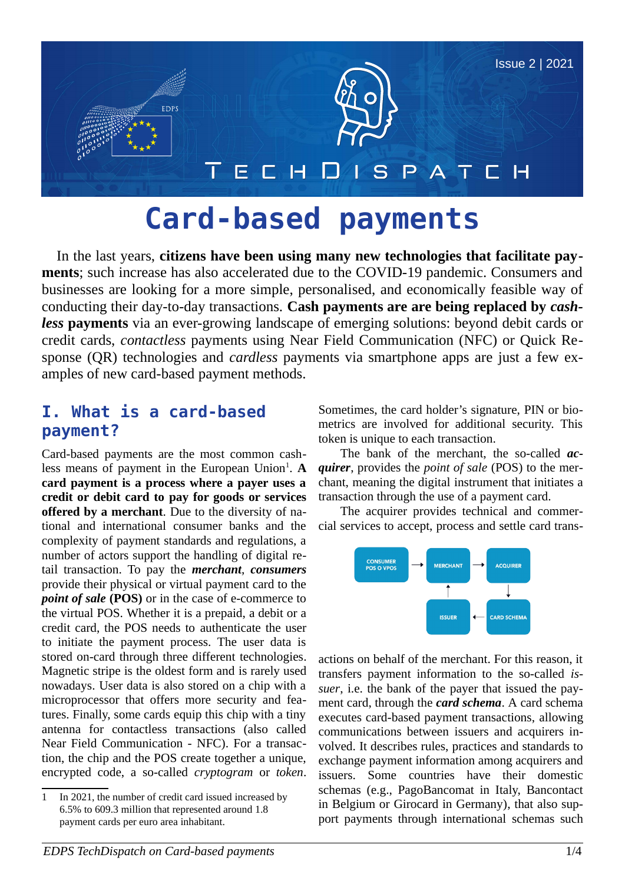Issue 2 | 2021

# Card-based payments

In the last years, **citizens have been using many new technologies that facilitate payments**; such increase has also accelerated due to the COVID-19 pandemic. Consumers and businesses are looking for a more simple, personalised, and economically feasible way of conducting their day-to-day transactions. **Cash payments are are being replaced by *cashless* payments** via an ever-growing landscape of emerging solutions: beyond debit cards or credit cards, *contactless* payments using Near Field Communication (NFC) or Quick Response (QR) technologies and *cardless* payments via smartphone apps are just a few examples of new card-based payment methods.

## I. What is a card-based payment?

Card-based payments are the most common cashless means of payment in the European Union[1]. **A card payment is a process where a payer uses a credit or debit card to pay for goods or services offered by a merchant**. Due to the diversity of national and international consumer banks and the complexity of payment standards and regulations, a number of actors support the handling of digital retail transaction. To pay the ***merchant***, ***consumers*** provide their physical or virtual payment card to the ***point of sale*** **(POS)** or in the case of e-commerce to the virtual POS. Whether it is a prepaid, a debit or a credit card, the POS needs to authenticate the user to initiate the payment process. The user data is stored on-card through three different technologies. Magnetic stripe is the oldest form and is rarely used nowadays. User data is also stored on a chip with a microprocessor that offers more security and features. Finally, some cards equip this chip with a tiny antenna for contactless transactions (also called Near Field Communication - NFC). For a transaction, the chip and the POS create together a unique, encrypted code, a so-called *cryptogram* or *token*. Sometimes, the card holder's signature, PIN or biometrics are involved for additional security. This token is unique to each transaction.

The bank of the merchant, the so-called ***acquirer***, provides the *point of sale* (POS) to the merchant, meaning the digital instrument that initiates a transaction through the use of a payment card.

The acquirer provides technical and commercial services to accept, process and settle card transactions on behalf of the merchant. For this reason, it transfers payment information to the so-called *issuer*, i.e. the bank of the payer that issued the payment card, through the ***card schema***. A card schema executes card-based payment transactions, allowing communications between issuers and acquirers involved. It describes rules, practices and standards to exchange payment information among acquirers and issuers. Some countries have their domestic schemas (e.g., PagoBancomat in Italy, Bancontact in Belgium or Girocard in Germany), that also support payments through international schemas such

CONSUMER POS O VPOS → MERCHANT → ACQUIRER → CARD SCHEMA → ISSUER → MERCHANT

[1] In 2021, the number of credit card issued increased by 6.5% to 609.3 million that represented around 1.8 payment cards per euro area inhabitant.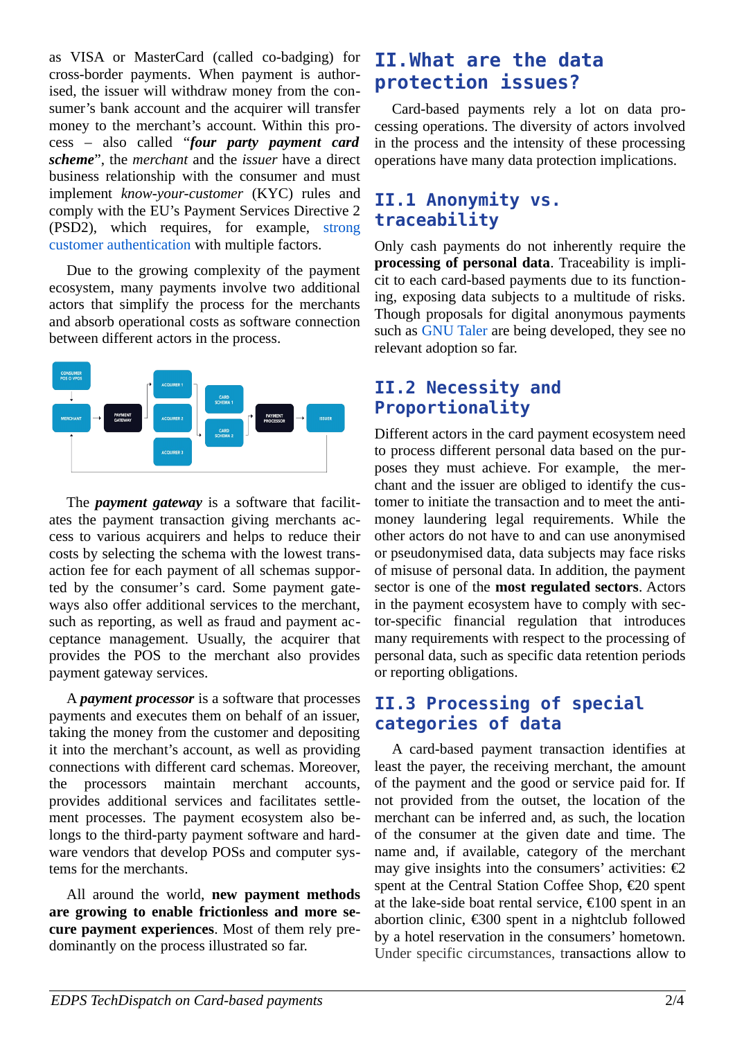as VISA or MasterCard (called co-badging) for cross-border payments. When payment is authorised, the issuer will withdraw money from the consumer's bank account and the acquirer will transfer money to the merchant's account. Within this process – also called "***four party payment card scheme***", the *merchant* and the *issuer* have a direct business relationship with the consumer and must implement *know-your-customer* (KYC) rules and comply with the EU's Payment Services Directive 2 (PSD2), which requires, for example, strong customer authentication with multiple factors.

Due to the growing complexity of the payment ecosystem, many payments involve two additional actors that simplify the process for the merchants and absorb operational costs as software connection between different actors in the process.

The ***payment gateway*** is a software that facilitates the payment transaction giving merchants access to various acquirers and helps to reduce their costs by selecting the schema with the lowest transaction fee for each payment of all schemas supported by the consumer's card. Some payment gateways also offer additional services to the merchant, such as reporting, as well as fraud and payment acceptance management. Usually, the acquirer that provides the POS to the merchant also provides payment gateway services.

A ***payment processor*** is a software that processes payments and executes them on behalf of an issuer, taking the money from the customer and depositing it into the merchant's account, as well as providing connections with different card schemas. Moreover, the processors maintain merchant accounts, provides additional services and facilitates settlement processes. The payment ecosystem also belongs to the third-party payment software and hardware vendors that develop POSs and computer systems for the merchants.

All around the world, **new payment methods are growing to enable frictionless and more secure payment experiences**. Most of them rely predominantly on the process illustrated so far.

# II. What are the data protection issues?

Card-based payments rely a lot on data processing operations. The diversity of actors involved in the process and the intensity of these processing operations have many data protection implications.

## II.1 Anonymity vs. traceability

Only cash payments do not inherently require the **processing of personal data**. Traceability is implicit to each card-based payments due to its functioning, exposing data subjects to a multitude of risks. Though proposals for digital anonymous payments such as GNU Taler are being developed, they see no relevant adoption so far.

## II.2 Necessity and Proportionality

Different actors in the card payment ecosystem need to process different personal data based on the purposes they must achieve. For example, the merchant and the issuer are obliged to identify the customer to initiate the transaction and to meet the anti-money laundering legal requirements. While the other actors do not have to and can use anonymised or pseudonymised data, data subjects may face risks of misuse of personal data. In addition, the payment sector is one of the **most regulated sectors**. Actors in the payment ecosystem have to comply with sector-specific financial regulation that introduces many requirements with respect to the processing of personal data, such as specific data retention periods or reporting obligations.

## II.3 Processing of special categories of data

A card-based payment transaction identifies at least the payer, the receiving merchant, the amount of the payment and the good or service paid for. If not provided from the outset, the location of the merchant can be inferred and, as such, the location of the consumer at the given date and time. The name and, if available, category of the merchant may give insights into the consumers' activities: €2 spent at the Central Station Coffee Shop, €20 spent at the lake-side boat rental service, €100 spent in an abortion clinic, €300 spent in a nightclub followed by a hotel reservation in the consumers' hometown. Under specific circumstances, transactions allow to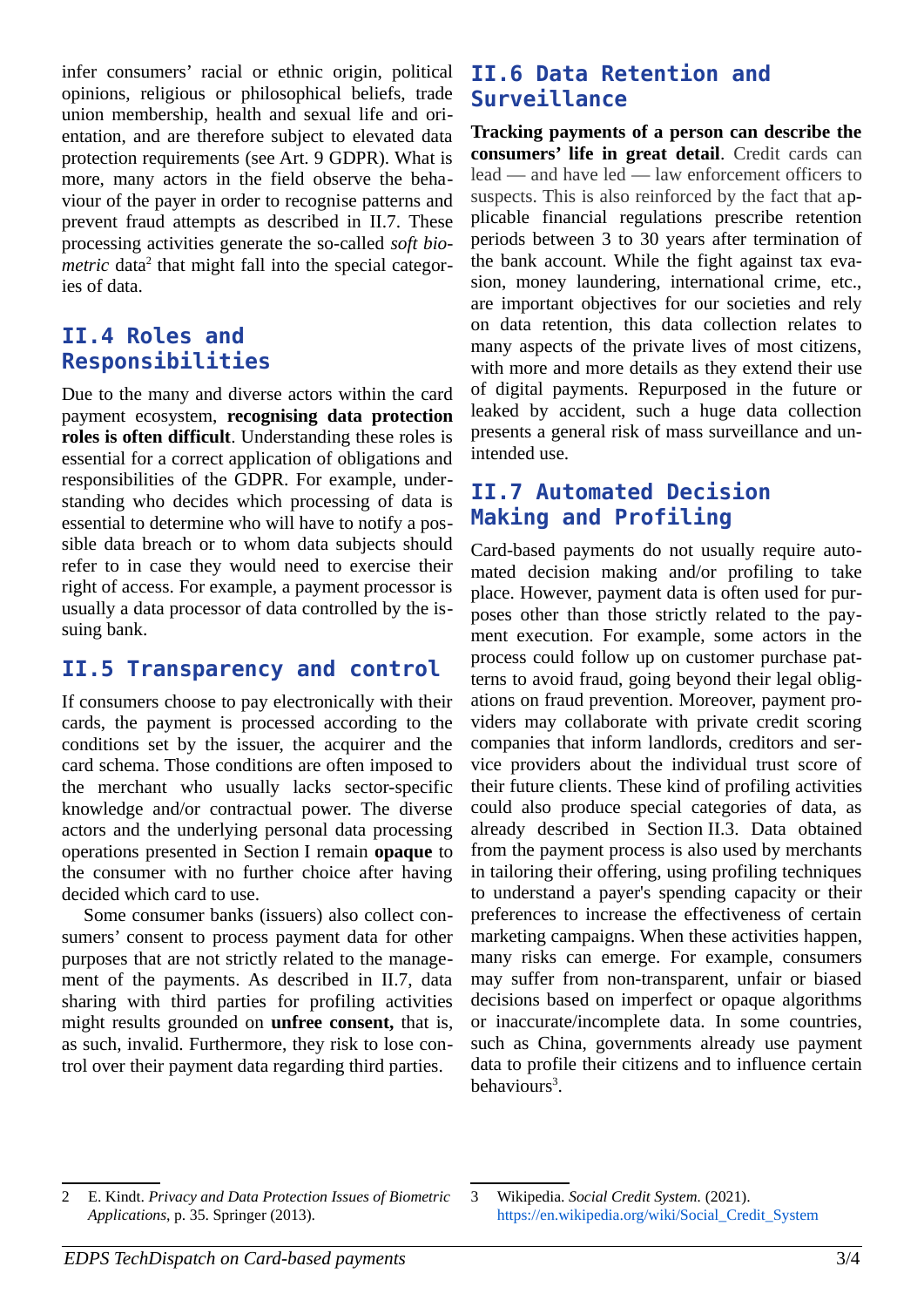infer consumers' racial or ethnic origin, political opinions, religious or philosophical beliefs, trade union membership, health and sexual life and orientation, and are therefore subject to elevated data protection requirements (see Art. 9 GDPR). What is more, many actors in the field observe the behaviour of the payer in order to recognise patterns and prevent fraud attempts as described in II.7. These processing activities generate the so-called *soft biometric* data[2] that might fall into the special categories of data.

## II.4 Roles and Responsibilities

Due to the many and diverse actors within the card payment ecosystem, **recognising data protection roles is often difficult**. Understanding these roles is essential for a correct application of obligations and responsibilities of the GDPR. For example, understanding who decides which processing of data is essential to determine who will have to notify a possible data breach or to whom data subjects should refer to in case they would need to exercise their right of access. For example, a payment processor is usually a data processor of data controlled by the issuing bank.

## II.5 Transparency and control

If consumers choose to pay electronically with their cards, the payment is processed according to the conditions set by the issuer, the acquirer and the card schema. Those conditions are often imposed to the merchant who usually lacks sector-specific knowledge and/or contractual power. The diverse actors and the underlying personal data processing operations presented in Section I remain **opaque** to the consumer with no further choice after having decided which card to use.

Some consumer banks (issuers) also collect consumers' consent to process payment data for other purposes that are not strictly related to the management of the payments. As described in II.7, data sharing with third parties for profiling activities might results grounded on **unfree consent,** that is, as such, invalid. Furthermore, they risk to lose control over their payment data regarding third parties.

## II.6 Data Retention and Surveillance

**Tracking payments of a person can describe the consumers' life in great detail**. Credit cards can lead — and have led — law enforcement officers to suspects. This is also reinforced by the fact that applicable financial regulations prescribe retention periods between 3 to 30 years after termination of the bank account. While the fight against tax evasion, money laundering, international crime, etc., are important objectives for our societies and rely on data retention, this data collection relates to many aspects of the private lives of most citizens, with more and more details as they extend their use of digital payments. Repurposed in the future or leaked by accident, such a huge data collection presents a general risk of mass surveillance and unintended use.

## II.7 Automated Decision Making and Profiling

Card-based payments do not usually require automated decision making and/or profiling to take place. However, payment data is often used for purposes other than those strictly related to the payment execution. For example, some actors in the process could follow up on customer purchase patterns to avoid fraud, going beyond their legal obligations on fraud prevention. Moreover, payment providers may collaborate with private credit scoring companies that inform landlords, creditors and service providers about the individual trust score of their future clients. These kind of profiling activities could also produce special categories of data, as already described in Section II.3. Data obtained from the payment process is also used by merchants in tailoring their offering, using profiling techniques to understand a payer's spending capacity or their preferences to increase the effectiveness of certain marketing campaigns. When these activities happen, many risks can emerge. For example, consumers may suffer from non-transparent, unfair or biased decisions based on imperfect or opaque algorithms or inaccurate/incomplete data. In some countries, such as China, governments already use payment data to profile their citizens and to influence certain behaviours[3].

---

2 E. Kindt. *Privacy and Data Protection Issues of Biometric Applications*, p. 35. Springer (2013).

3 Wikipedia. *Social Credit System.* (2021). https://en.wikipedia.org/wiki/Social_Credit_System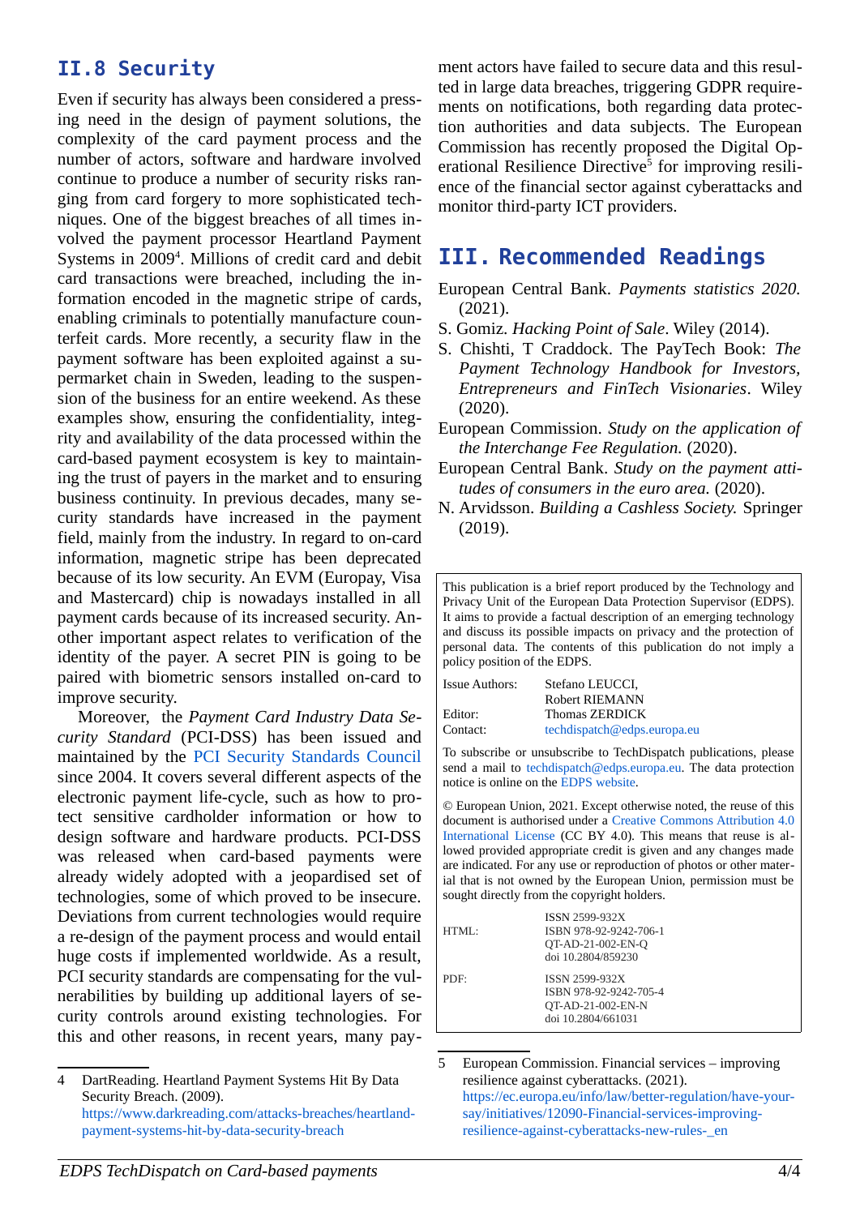## II.8 Security

Even if security has always been considered a pressing need in the design of payment solutions, the complexity of the card payment process and the number of actors, software and hardware involved continue to produce a number of security risks ranging from card forgery to more sophisticated techniques. One of the biggest breaches of all times involved the payment processor Heartland Payment Systems in 2009[4]. Millions of credit card and debit card transactions were breached, including the information encoded in the magnetic stripe of cards, enabling criminals to potentially manufacture counterfeit cards. More recently, a security flaw in the payment software has been exploited against a supermarket chain in Sweden, leading to the suspension of the business for an entire weekend. As these examples show, ensuring the confidentiality, integrity and availability of the data processed within the card-based payment ecosystem is key to maintaining the trust of payers in the market and to ensuring business continuity. In previous decades, many security standards have increased in the payment field, mainly from the industry. In regard to on-card information, magnetic stripe has been deprecated because of its low security. An EVM (Europay, Visa and Mastercard) chip is nowadays installed in all payment cards because of its increased security. Another important aspect relates to verification of the identity of the payer. A secret PIN is going to be paired with biometric sensors installed on-card to improve security.

Moreover, the *Payment Card Industry Data Security Standard* (PCI-DSS) has been issued and maintained by the PCI Security Standards Council since 2004. It covers several different aspects of the electronic payment life-cycle, such as how to protect sensitive cardholder information or how to design software and hardware products. PCI-DSS was released when card-based payments were already widely adopted with a jeopardised set of technologies, some of which proved to be insecure. Deviations from current technologies would require a re-design of the payment process and would entail huge costs if implemented worldwide. As a result, PCI security standards are compensating for the vulnerabilities by building up additional layers of security controls around existing technologies. For this and other reasons, in recent years, many payment actors have failed to secure data and this resulted in large data breaches, triggering GDPR requirements on notifications, both regarding data protection authorities and data subjects. The European Commission has recently proposed the Digital Operational Resilience Directive[5] for improving resilience of the financial sector against cyberattacks and monitor third-party ICT providers.

# III. Recommended Readings

European Central Bank. *Payments statistics 2020.* (2021).

S. Gomiz. *Hacking Point of Sale*. Wiley (2014).

S. Chishti, T Craddock. The PayTech Book: *The Payment Technology Handbook for Investors, Entrepreneurs and FinTech Visionaries*. Wiley (2020).

European Commission. *Study on the application of the Interchange Fee Regulation.* (2020).

European Central Bank. *Study on the payment attitudes of consumers in the euro area.* (2020).

N. Arvidsson. *Building a Cashless Society.* Springer (2019).

---

This publication is a brief report produced by the Technology and Privacy Unit of the European Data Protection Supervisor (EDPS). It aims to provide a factual description of an emerging technology and discuss its possible impacts on privacy and the protection of personal data. The contents of this publication do not imply a policy position of the EDPS.

| | |
|---|---|
| Issue Authors: | Stefano LEUCCI, Robert RIEMANN |
| Editor: | Thomas ZERDICK |
| Contact: | techdispatch@edps.europa.eu |

To subscribe or unsubscribe to TechDispatch publications, please send a mail to techdispatch@edps.europa.eu. The data protection notice is online on the EDPS website.

© European Union, 2021. Except otherwise noted, the reuse of this document is authorised under a Creative Commons Attribution 4.0 International License (CC BY 4.0). This means that reuse is allowed provided appropriate credit is given and any changes made are indicated. For any use or reproduction of photos or other material that is not owned by the European Union, permission must be sought directly from the copyright holders.

| | |
|---|---|
| HTML: | ISSN 2599-932X<br>ISBN 978-92-9242-706-1<br>QT-AD-21-002-EN-Q<br>doi 10.2804/859230 |
| PDF: | ISSN 2599-932X<br>ISBN 978-92-9242-705-4<br>QT-AD-21-002-EN-N<br>doi 10.2804/661031 |

---

4 DartReading. Heartland Payment Systems Hit By Data Security Breach. (2009). https://www.darkreading.com/attacks-breaches/heartland-payment-systems-hit-by-data-security-breach

5 European Commission. Financial services – improving resilience against cyberattacks. (2021). https://ec.europa.eu/info/law/better-regulation/have-your-say/initiatives/12090-Financial-services-improving-resilience-against-cyberattacks-new-rules-_en